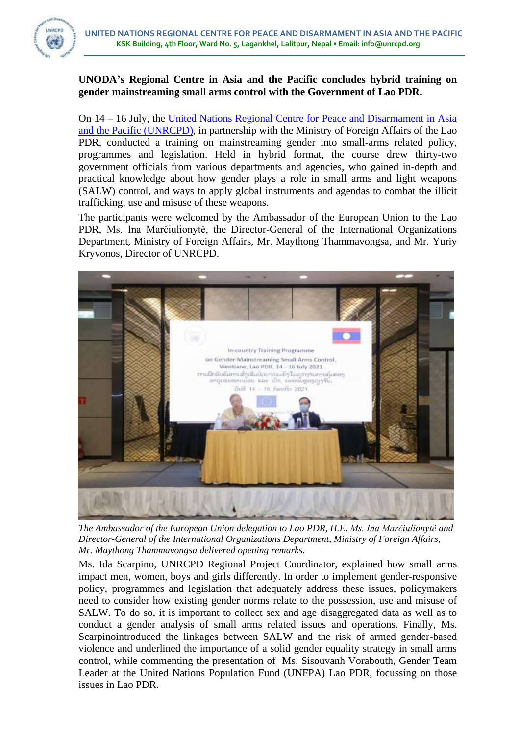UNITED NATIONS REGIONAL CENTRE FOR PEACE AND DISARMAMENT IN ASIA AND THE PACIFIC
KSK Building, 4th Floor, Ward No. 5, Lagankhel, Lalitpur, Nepal • Email: info@unrcpd.org

**UNODA's Regional Centre in Asia and the Pacific concludes hybrid training on gender mainstreaming small arms control with the Government of Lao PDR.**

On 14 – 16 July, the United Nations Regional Centre for Peace and Disarmament in Asia and the Pacific (UNRCPD), in partnership with the Ministry of Foreign Affairs of the Lao PDR, conducted a training on mainstreaming gender into small-arms related policy, programmes and legislation. Held in hybrid format, the course drew thirty-two government officials from various departments and agencies, who gained in-depth and practical knowledge about how gender plays a role in small arms and light weapons (SALW) control, and ways to apply global instruments and agendas to combat the illicit trafficking, use and misuse of these weapons.

The participants were welcomed by the Ambassador of the European Union to the Lao PDR, Ms. Ina Marčiulionytė, the Director-General of the International Organizations Department, Ministry of Foreign Affairs, Mr. Maythong Thammavongsa, and Mr. Yuriy Kryvonos, Director of UNRCPD.

*The Ambassador of the European Union delegation to Lao PDR, H.E. Ms. Ina Marčiulionytė and Director-General of the International Organizations Department, Ministry of Foreign Affairs, Mr. Maythong Thammavongsa delivered opening remarks.*

Ms. Ida Scarpino, UNRCPD Regional Project Coordinator, explained how small arms impact men, women, boys and girls differently. In order to implement gender-responsive policy, programmes and legislation that adequately address these issues, policymakers need to consider how existing gender norms relate to the possession, use and misuse of SALW. To do so, it is important to collect sex and age disaggregated data as well as to conduct a gender analysis of small arms related issues and operations. Finally, Ms. Scarpinointroduced the linkages between SALW and the risk of armed gender-based violence and underlined the importance of a solid gender equality strategy in small arms control, while commenting the presentation of Ms. Sisouvanh Vorabouth, Gender Team Leader at the United Nations Population Fund (UNFPA) Lao PDR, focussing on those issues in Lao PDR.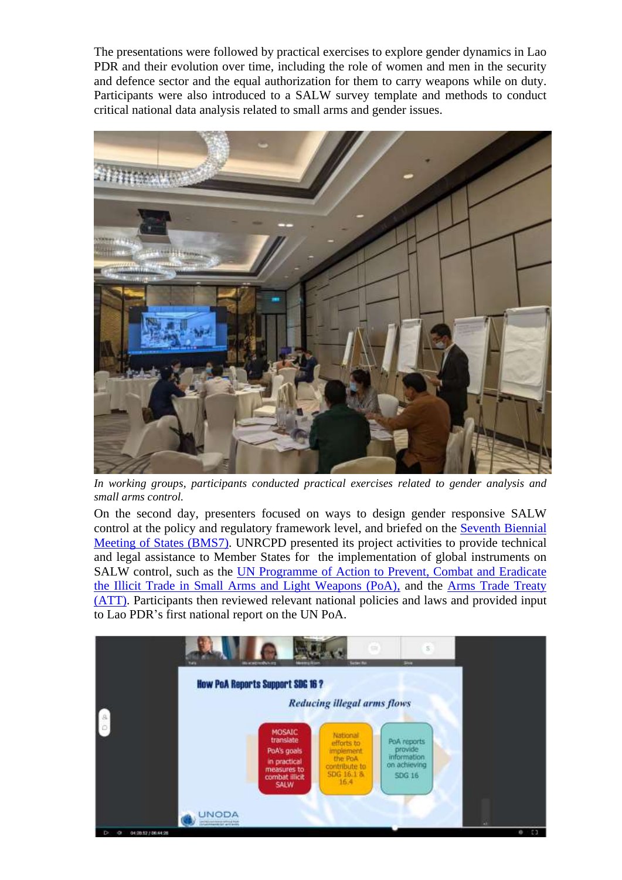The presentations were followed by practical exercises to explore gender dynamics in Lao PDR and their evolution over time, including the role of women and men in the security and defence sector and the equal authorization for them to carry weapons while on duty. Participants were also introduced to a SALW survey template and methods to conduct critical national data analysis related to small arms and gender issues.

*In working groups, participants conducted practical exercises related to gender analysis and small arms control.*

On the second day, presenters focused on ways to design gender responsive SALW control at the policy and regulatory framework level, and briefed on the Seventh Biennial Meeting of States (BMS7). UNRCPD presented its project activities to provide technical and legal assistance to Member States for the implementation of global instruments on SALW control, such as the UN Programme of Action to Prevent, Combat and Eradicate the Illicit Trade in Small Arms and Light Weapons (PoA), and the Arms Trade Treaty (ATT). Participants then reviewed relevant national policies and laws and provided input to Lao PDR's first national report on the UN PoA.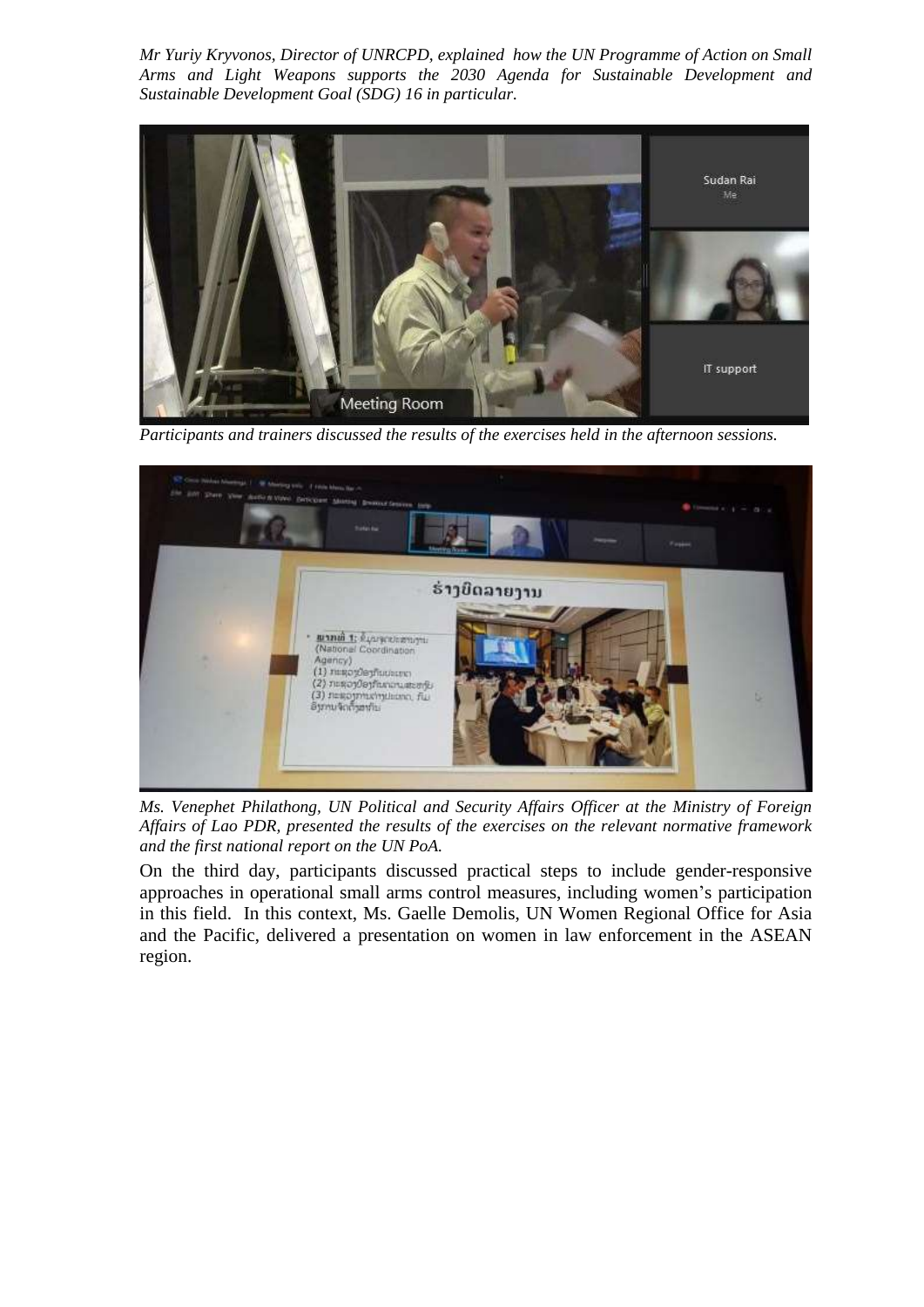*Mr Yuriy Kryvonos, Director of UNRCPD, explained how the UN Programme of Action on Small Arms and Light Weapons supports the 2030 Agenda for Sustainable Development and Sustainable Development Goal (SDG) 16 in particular.*

*Participants and trainers discussed the results of the exercises held in the afternoon sessions.*

*Ms. Venephet Philathong, UN Political and Security Affairs Officer at the Ministry of Foreign Affairs of Lao PDR, presented the results of the exercises on the relevant normative framework and the first national report on the UN PoA.*

On the third day, participants discussed practical steps to include gender-responsive approaches in operational small arms control measures, including women's participation in this field. In this context, Ms. Gaelle Demolis, UN Women Regional Office for Asia and the Pacific, delivered a presentation on women in law enforcement in the ASEAN region.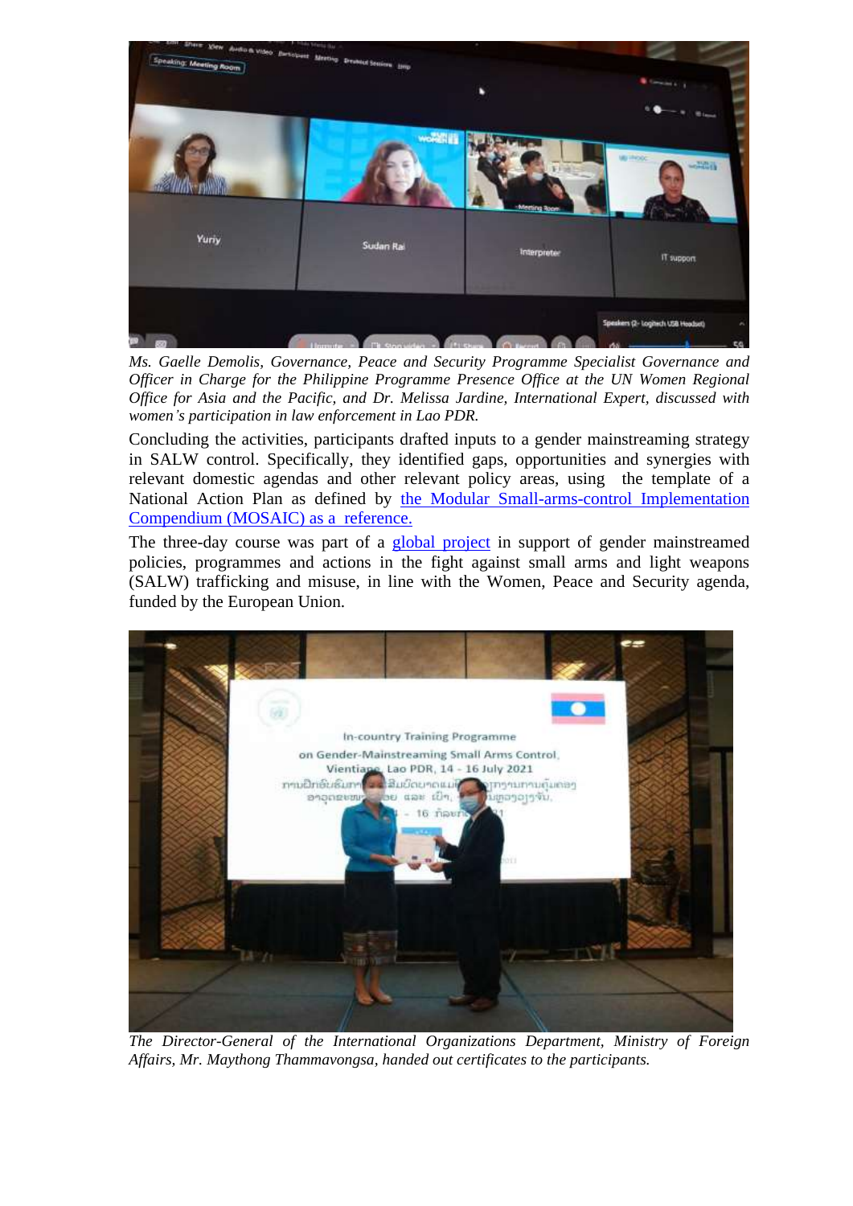*Ms. Gaelle Demolis, Governance, Peace and Security Programme Specialist Governance and Officer in Charge for the Philippine Programme Presence Office at the UN Women Regional Office for Asia and the Pacific, and Dr. Melissa Jardine, International Expert, discussed with women's participation in law enforcement in Lao PDR.*

Concluding the activities, participants drafted inputs to a gender mainstreaming strategy in SALW control. Specifically, they identified gaps, opportunities and synergies with relevant domestic agendas and other relevant policy areas, using the template of a National Action Plan as defined by the Modular Small-arms-control Implementation Compendium (MOSAIC) as a reference.

The three-day course was part of a global project in support of gender mainstreamed policies, programmes and actions in the fight against small arms and light weapons (SALW) trafficking and misuse, in line with the Women, Peace and Security agenda, funded by the European Union.

*The Director-General of the International Organizations Department, Ministry of Foreign Affairs, Mr. Maythong Thammavongsa, handed out certificates to the participants.*